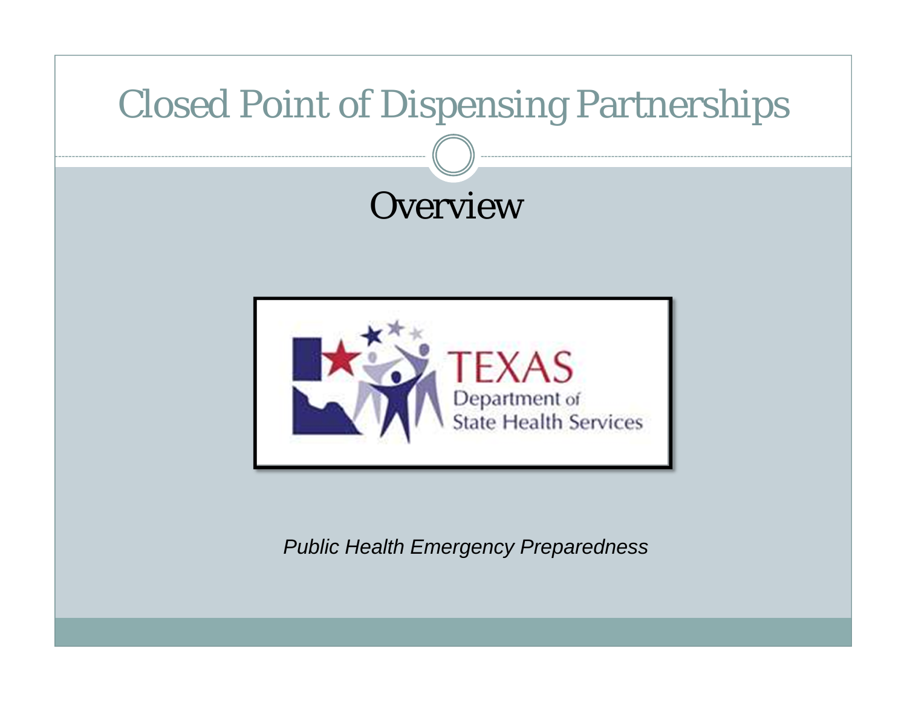# Closed Point of Dispensing Partnerships

## Overview

TEXAS
Department of
State Health Services

*Public Health Emergency Preparedness*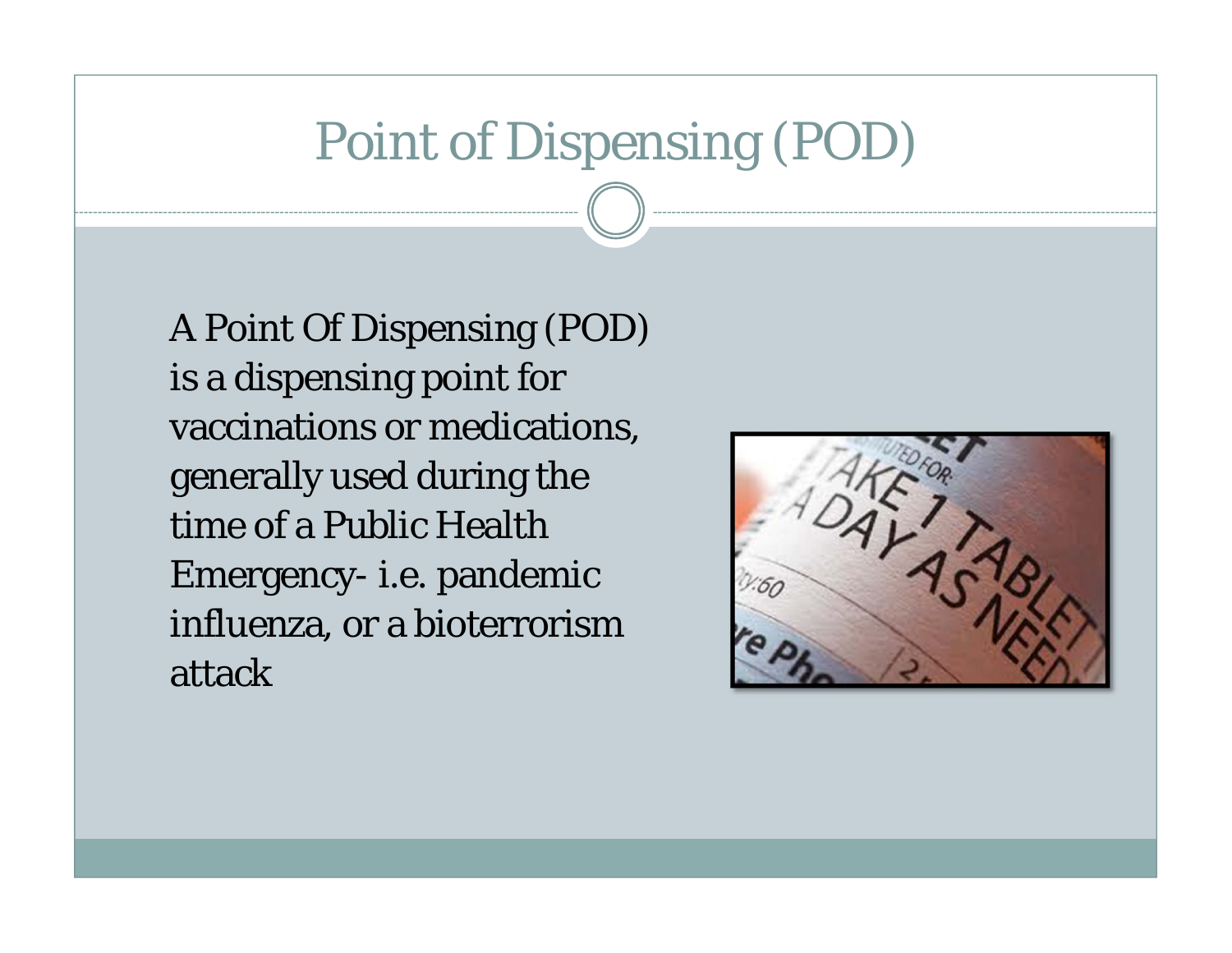# Point of Dispensing (POD)

A Point Of Dispensing (POD) is a dispensing point for vaccinations or medications, generally used during the time of a Public Health Emergency- i.e. pandemic influenza, or a bioterrorism attack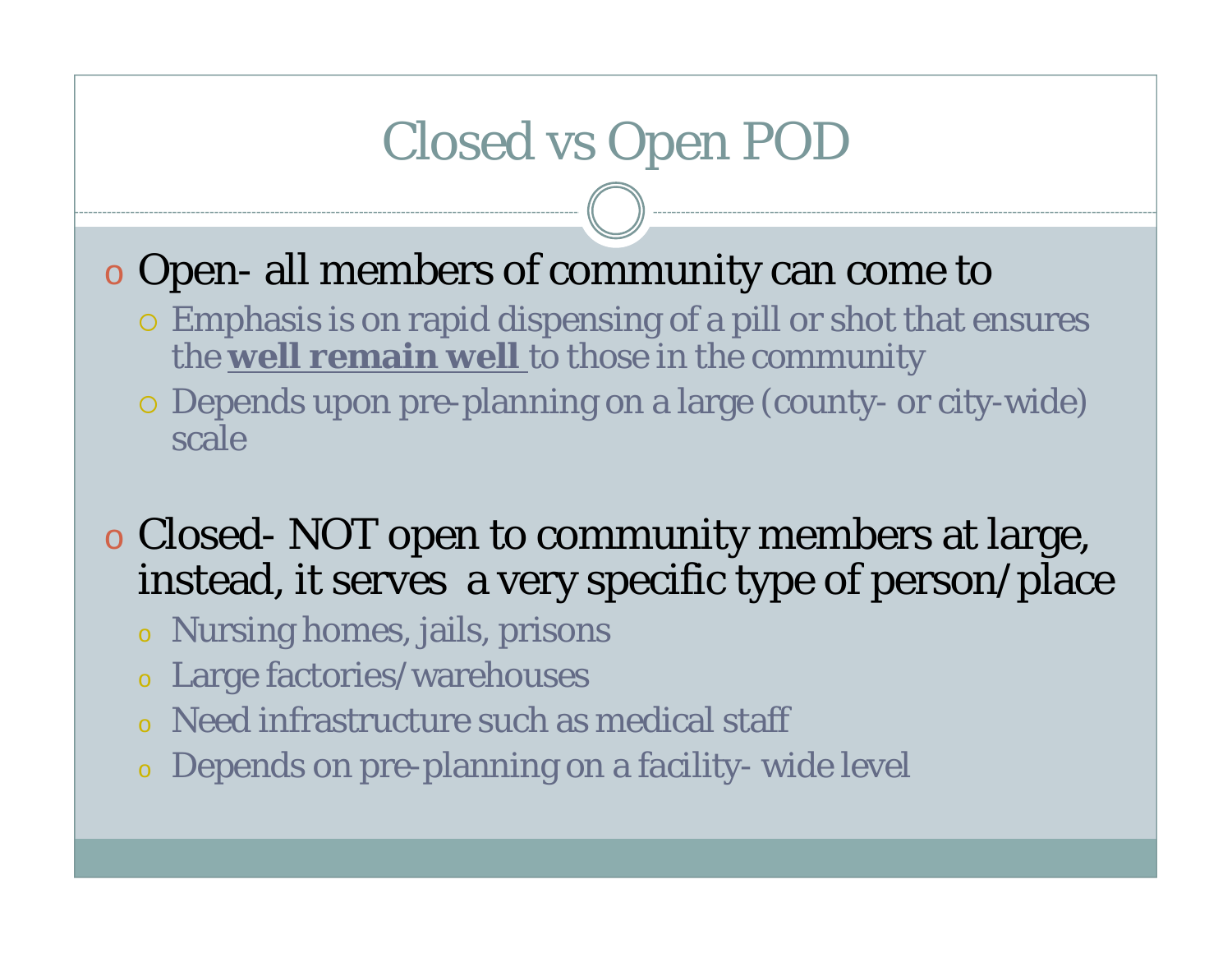# Closed vs Open POD

- Open- all members of community can come to
  - Emphasis is on rapid dispensing of a pill or shot that ensures the **well remain well** to those in the community
  - Depends upon pre-planning on a large (county- or city-wide) scale

- Closed- NOT open to community members at large, instead, it serves  a very specific type of person/place
  - Nursing homes, jails, prisons
  - Large factories/warehouses
  - Need infrastructure such as medical staff
  - Depends on pre-planning on a facility- wide level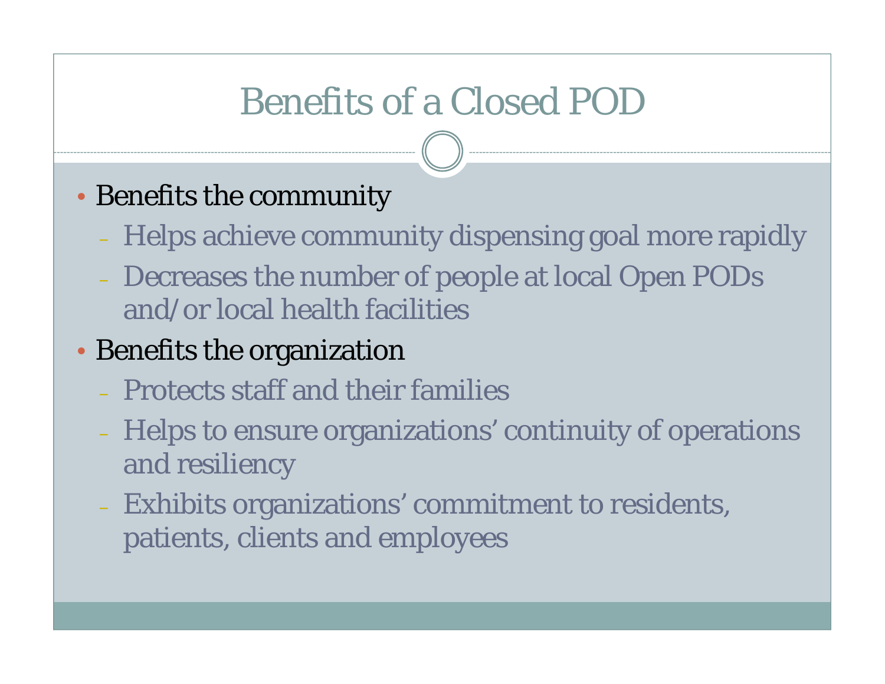# Benefits of a Closed POD

- Benefits the community
  - Helps achieve community dispensing goal more rapidly
  - Decreases the number of people at local Open PODs and/or local health facilities
- Benefits the organization
  - Protects staff and their families
  - Helps to ensure organizations' continuity of operations and resiliency
  - Exhibits organizations' commitment to residents, patients, clients and employees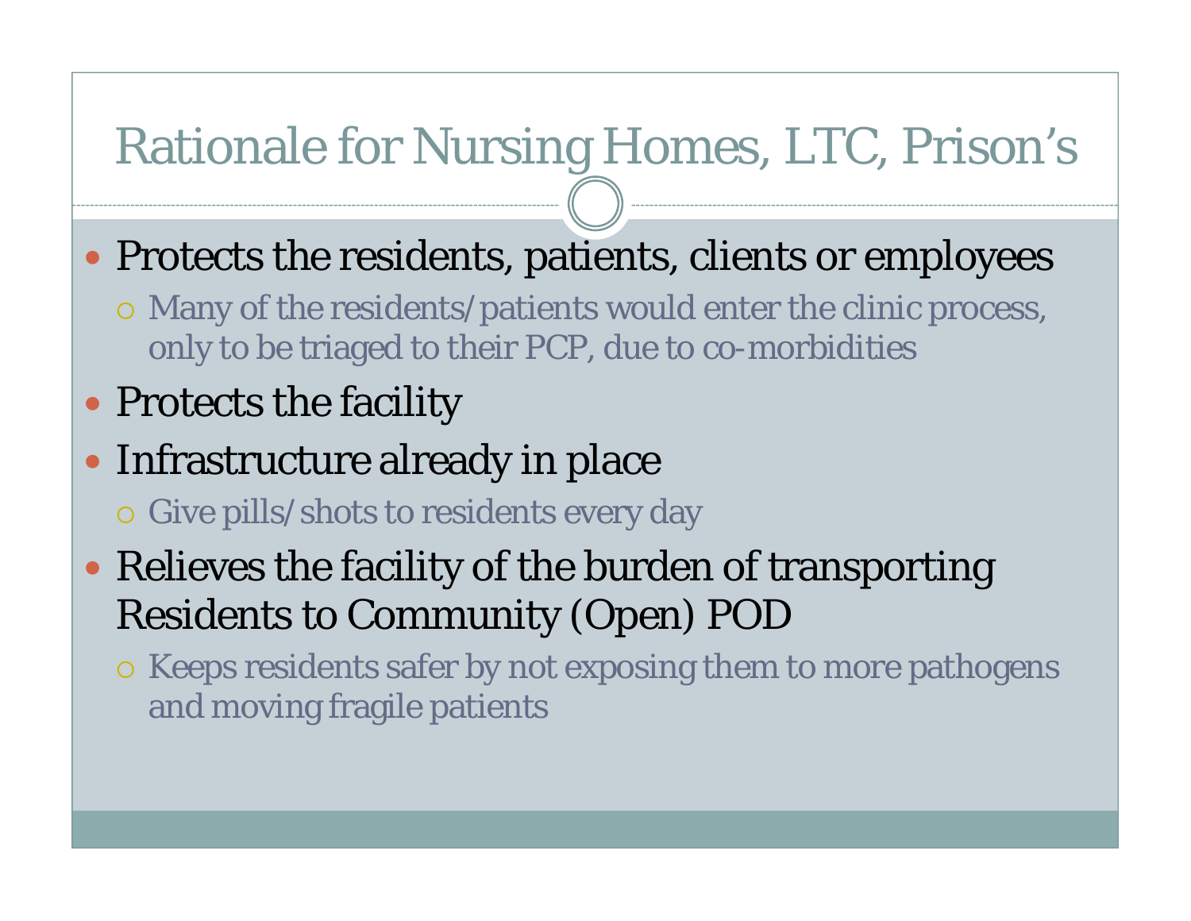# Rationale for Nursing Homes, LTC, Prison's

- Protects the residents, patients, clients or employees
  - Many of the residents/patients would enter the clinic process, only to be triaged to their PCP, due to co-morbidities
- Protects the facility
- Infrastructure already in place
  - Give pills/shots to residents every day
- Relieves the facility of the burden of transporting Residents to Community (Open) POD
  - Keeps residents safer by not exposing them to more pathogens and moving fragile patients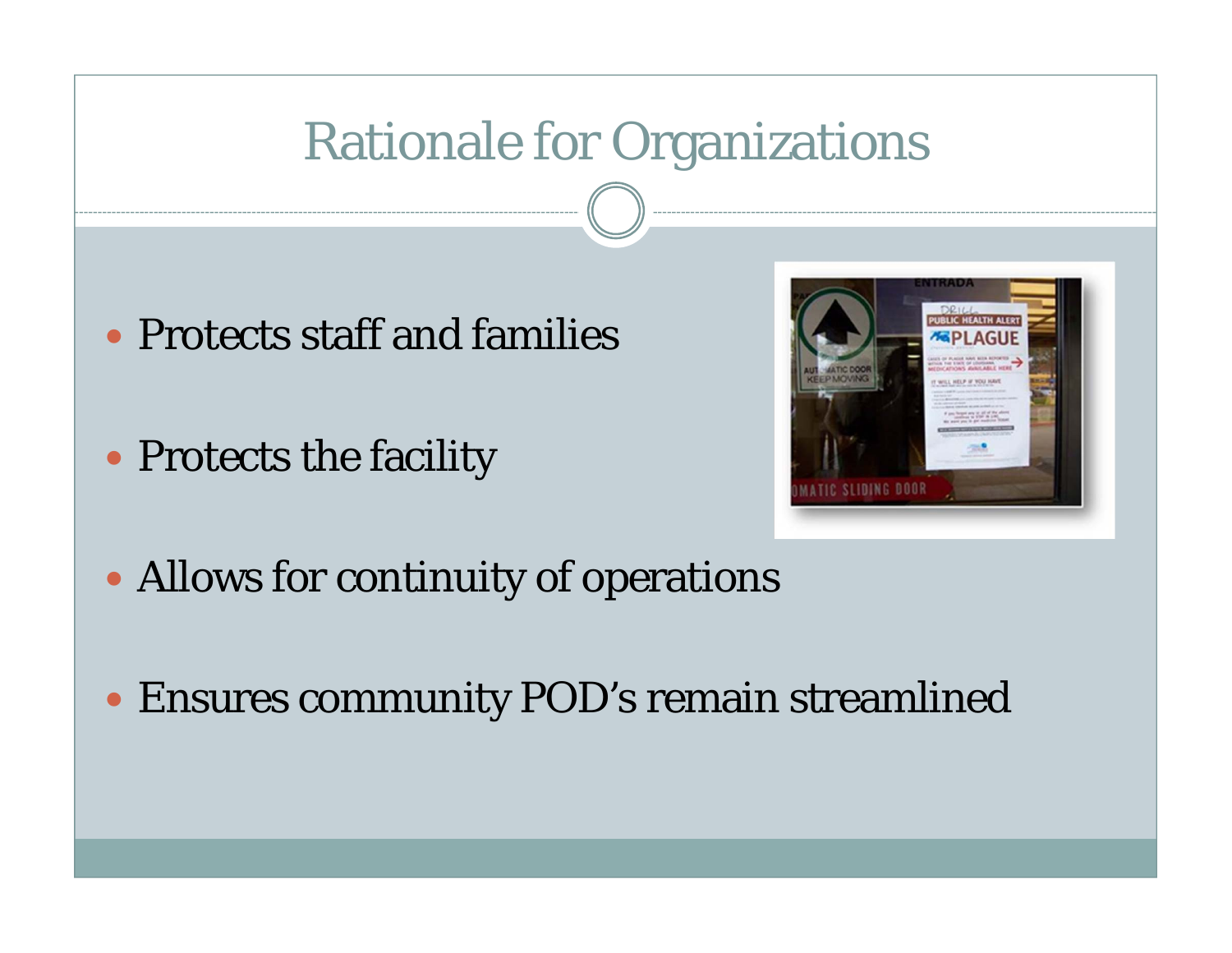# Rationale for Organizations

- Protects staff and families
- Protects the facility
- Allows for continuity of operations
- Ensures community POD's remain streamlined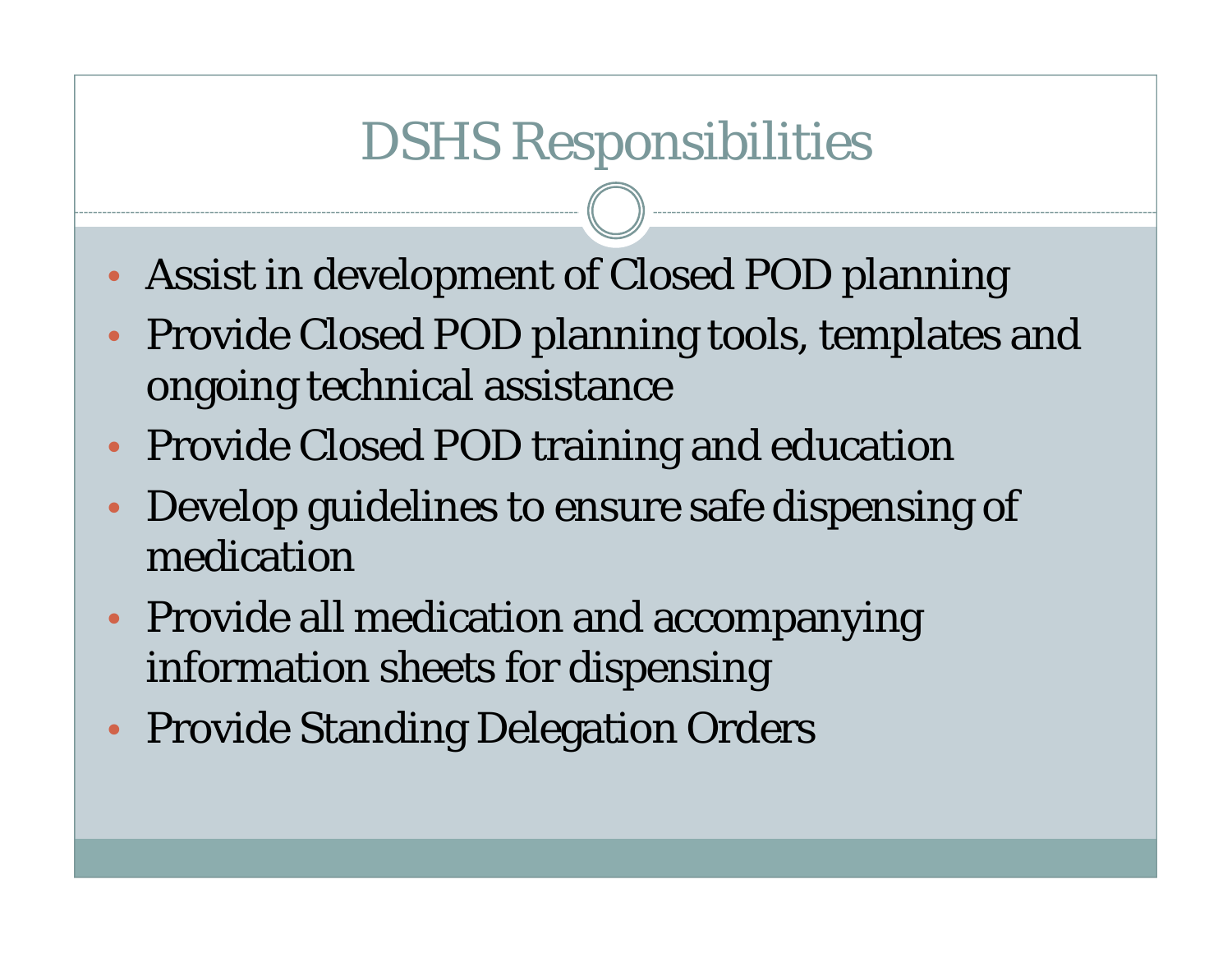# DSHS Responsibilities

- Assist in development of Closed POD planning
- Provide Closed POD planning tools, templates and ongoing technical assistance
- Provide Closed POD training and education
- Develop guidelines to ensure safe dispensing of medication
- Provide all medication and accompanying information sheets for dispensing
- Provide Standing Delegation Orders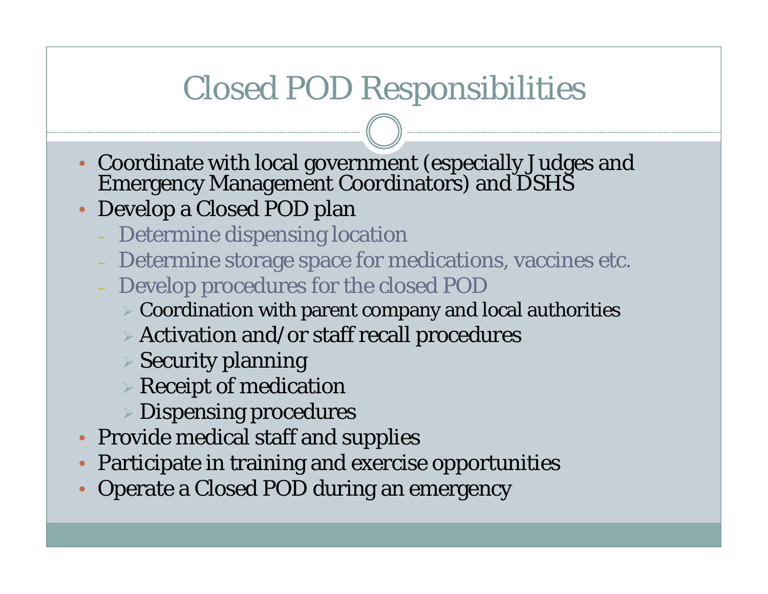# Closed POD Responsibilities

- Coordinate with local government (especially Judges and Emergency Management Coordinators) and DSHS
- Develop a Closed POD plan
  - Determine dispensing location
  - Determine storage space for medications, vaccines etc.
  - Develop procedures for the closed POD
    - Coordination with parent company and local authorities
    - Activation and/or staff recall procedures
    - Security planning
    - Receipt of medication
    - Dispensing procedures
- Provide medical staff and supplies
- Participate in training and exercise opportunities
- Operate a Closed POD during an emergency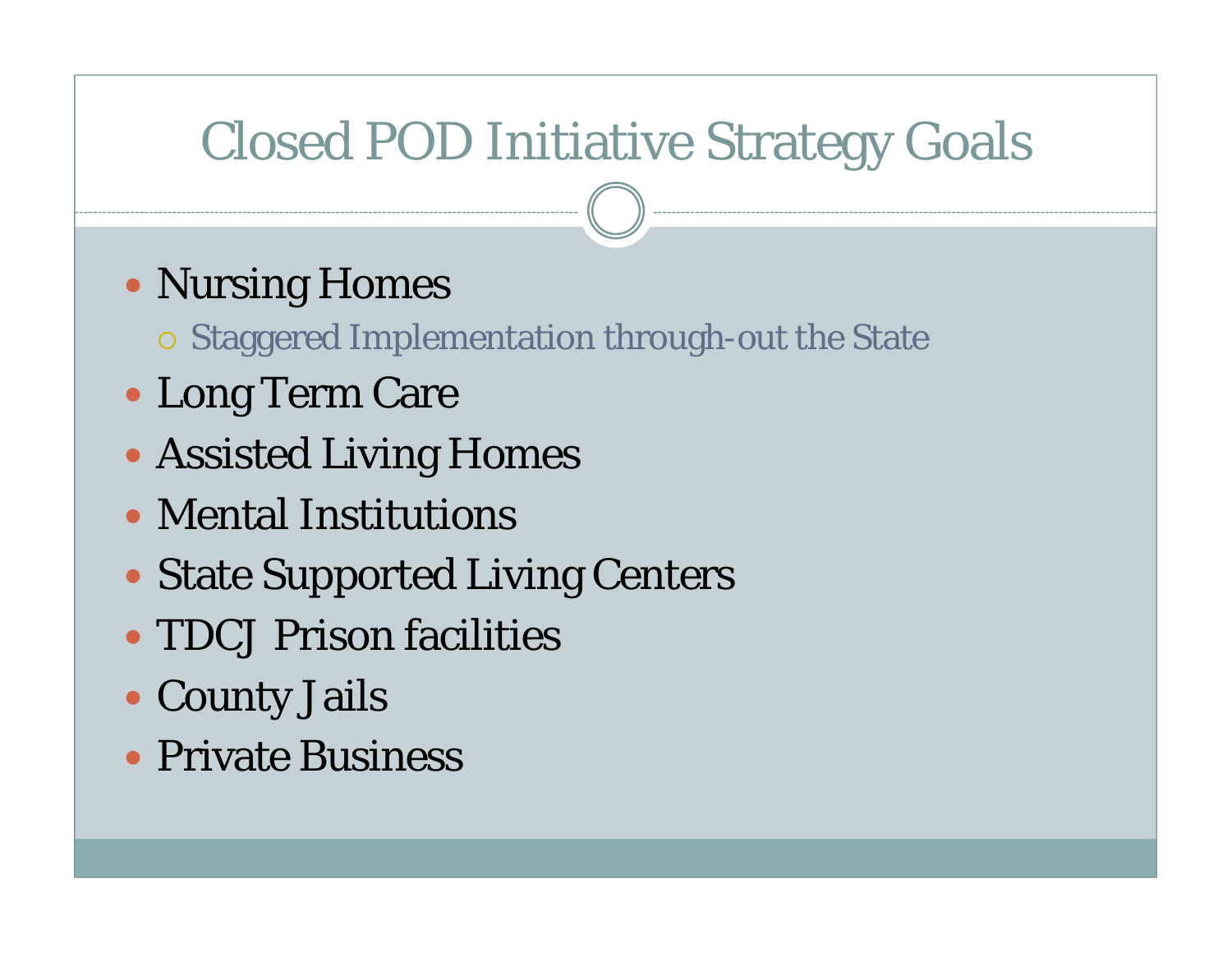# Closed POD Initiative Strategy Goals

- Nursing Homes
  - Staggered Implementation through-out the State
- Long Term Care
- Assisted Living Homes
- Mental Institutions
- State Supported Living Centers
- TDCJ Prison facilities
- County Jails
- Private Business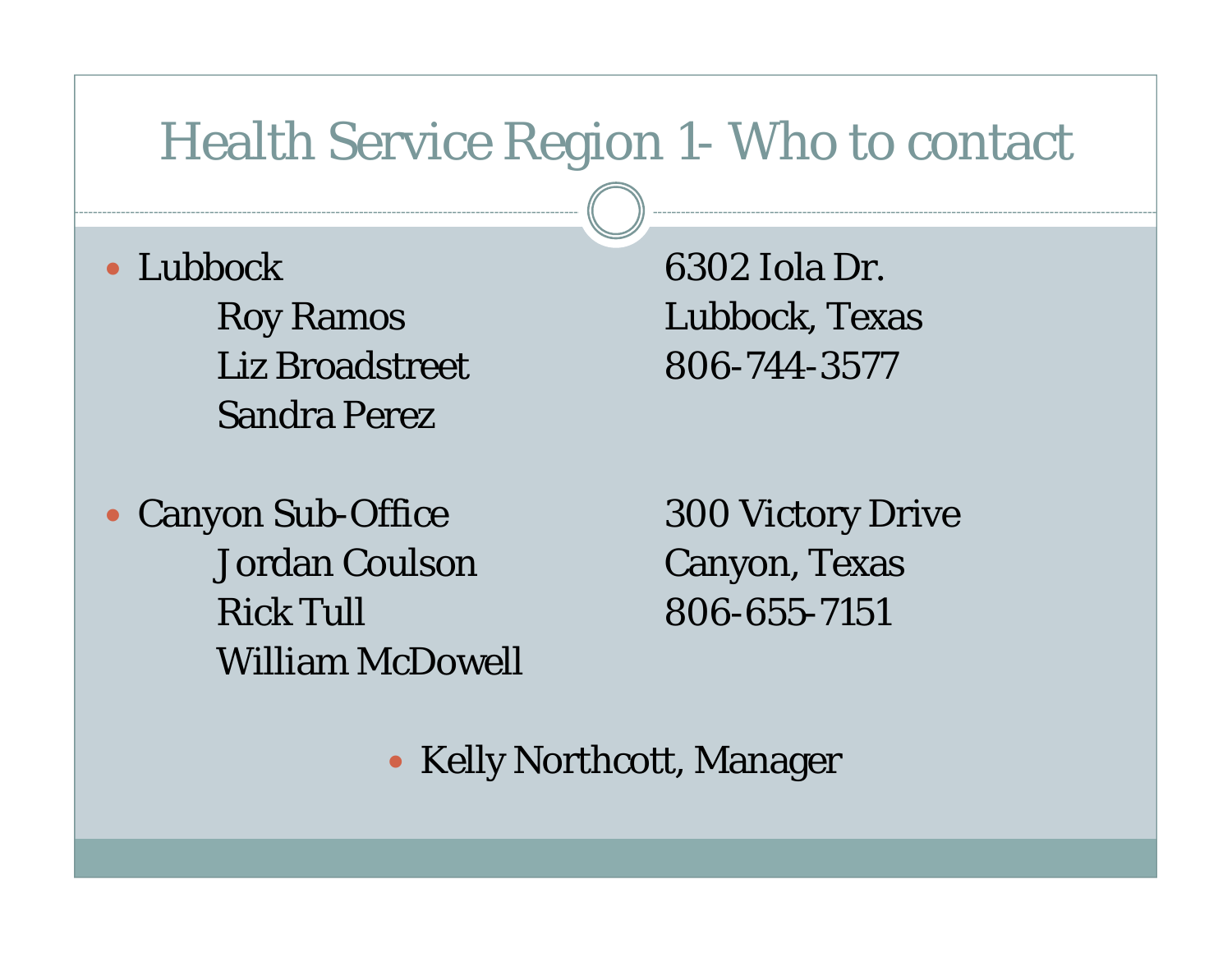# Health Service Region 1- Who to contact

- Lubbock
  - Roy Ramos
  - Liz Broadstreet
  - Sandra Perez

  6302 Iola Dr.
  Lubbock, Texas
  806-744-3577

- Canyon Sub-Office
  - Jordan Coulson
  - Rick Tull
  - William McDowell

  300 Victory Drive
  Canyon, Texas
  806-655-7151

- Kelly Northcott, Manager